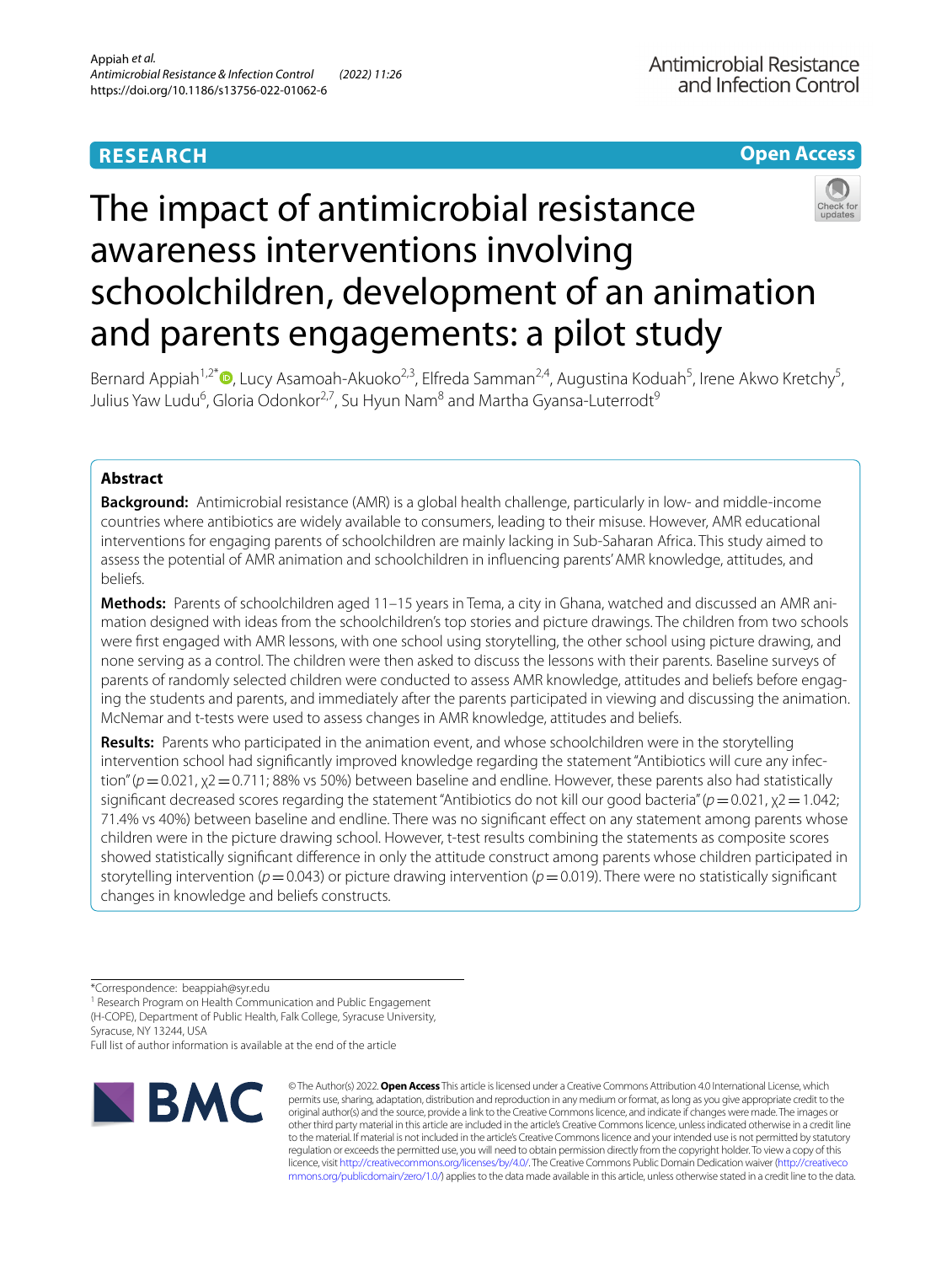RESEARCH

Open Access

# The impact of antimicrobial resistance awareness interventions involving schoolchildren, development of an animation and parents engagements: a pilot study

Bernard Appiah[1,2*], Lucy Asamoah-Akuoko[2,3], Elfreda Samman[2,4], Augustina Koduah[5], Irene Akwo Kretchy[5], Julius Yaw Ludu[6], Gloria Odonkor[2,7], Su Hyun Nam[8] and Martha Gyansa-Luterrodt[9]

## Abstract

**Background:** Antimicrobial resistance (AMR) is a global health challenge, particularly in low- and middle-income countries where antibiotics are widely available to consumers, leading to their misuse. However, AMR educational interventions for engaging parents of schoolchildren are mainly lacking in Sub-Saharan Africa. This study aimed to assess the potential of AMR animation and schoolchildren in influencing parents' AMR knowledge, attitudes, and beliefs.

**Methods:** Parents of schoolchildren aged 11–15 years in Tema, a city in Ghana, watched and discussed an AMR animation designed with ideas from the schoolchildren's top stories and picture drawings. The children from two schools were first engaged with AMR lessons, with one school using storytelling, the other school using picture drawing, and none serving as a control. The children were then asked to discuss the lessons with their parents. Baseline surveys of parents of randomly selected children were conducted to assess AMR knowledge, attitudes and beliefs before engaging the students and parents, and immediately after the parents participated in viewing and discussing the animation. McNemar and t-tests were used to assess changes in AMR knowledge, attitudes and beliefs.

**Results:** Parents who participated in the animation event, and whose schoolchildren were in the storytelling intervention school had significantly improved knowledge regarding the statement "Antibiotics will cure any infection" ($p = 0.021$, $\chi2 = 0.711$; 88% vs 50%) between baseline and endline. However, these parents also had statistically significant decreased scores regarding the statement "Antibiotics do not kill our good bacteria" ($p = 0.021$, $\chi2 = 1.042$; 71.4% vs 40%) between baseline and endline. There was no significant effect on any statement among parents whose children were in the picture drawing school. However, t-test results combining the statements as composite scores showed statistically significant difference in only the attitude construct among parents whose children participated in storytelling intervention ($p = 0.043$) or picture drawing intervention ($p = 0.019$). There were no statistically significant changes in knowledge and beliefs constructs.

*Correspondence: beappiah@syr.edu
[1] Research Program on Health Communication and Public Engagement (H-COPE), Department of Public Health, Falk College, Syracuse University, Syracuse, NY 13244, USA
Full list of author information is available at the end of the article

© The Author(s) 2022. **Open Access** This article is licensed under a Creative Commons Attribution 4.0 International License, which permits use, sharing, adaptation, distribution and reproduction in any medium or format, as long as you give appropriate credit to the original author(s) and the source, provide a link to the Creative Commons licence, and indicate if changes were made. The images or other third party material in this article are included in the article's Creative Commons licence, unless indicated otherwise in a credit line to the material. If material is not included in the article's Creative Commons licence and your intended use is not permitted by statutory regulation or exceeds the permitted use, you will need to obtain permission directly from the copyright holder. To view a copy of this licence, visit http://creativecommons.org/licenses/by/4.0/. The Creative Commons Public Domain Dedication waiver (http://creativecommons.org/publicdomain/zero/1.0/) applies to the data made available in this article, unless otherwise stated in a credit line to the data.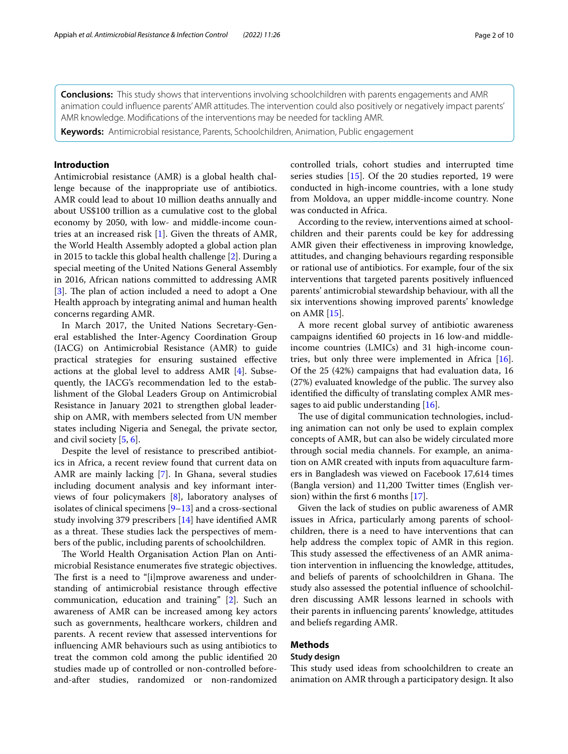**Conclusions:** This study shows that interventions involving schoolchildren with parents engagements and AMR animation could influence parents' AMR attitudes. The intervention could also positively or negatively impact parents' AMR knowledge. Modifications of the interventions may be needed for tackling AMR.

**Keywords:** Antimicrobial resistance, Parents, Schoolchildren, Animation, Public engagement

## Introduction

Antimicrobial resistance (AMR) is a global health challenge because of the inappropriate use of antibiotics. AMR could lead to about 10 million deaths annually and about US$100 trillion as a cumulative cost to the global economy by 2050, with low- and middle-income countries at an increased risk [1]. Given the threats of AMR, the World Health Assembly adopted a global action plan in 2015 to tackle this global health challenge [2]. During a special meeting of the United Nations General Assembly in 2016, African nations committed to addressing AMR [3]. The plan of action included a need to adopt a One Health approach by integrating animal and human health concerns regarding AMR.

In March 2017, the United Nations Secretary-General established the Inter-Agency Coordination Group (IACG) on Antimicrobial Resistance (AMR) to guide practical strategies for ensuring sustained effective actions at the global level to address AMR [4]. Subsequently, the IACG's recommendation led to the establishment of the Global Leaders Group on Antimicrobial Resistance in January 2021 to strengthen global leadership on AMR, with members selected from UN member states including Nigeria and Senegal, the private sector, and civil society [5, 6].

Despite the level of resistance to prescribed antibiotics in Africa, a recent review found that current data on AMR are mainly lacking [7]. In Ghana, several studies including document analysis and key informant interviews of four policymakers [8], laboratory analyses of isolates of clinical specimens [9–13] and a cross-sectional study involving 379 prescribers [14] have identified AMR as a threat. These studies lack the perspectives of members of the public, including parents of schoolchildren.

The World Health Organisation Action Plan on Antimicrobial Resistance enumerates five strategic objectives. The first is a need to "[i]mprove awareness and understanding of antimicrobial resistance through effective communication, education and training" [2]. Such an awareness of AMR can be increased among key actors such as governments, healthcare workers, children and parents. A recent review that assessed interventions for influencing AMR behaviours such as using antibiotics to treat the common cold among the public identified 20 studies made up of controlled or non-controlled before-and-after studies, randomized or non-randomized controlled trials, cohort studies and interrupted time series studies [15]. Of the 20 studies reported, 19 were conducted in high-income countries, with a lone study from Moldova, an upper middle-income country. None was conducted in Africa.

According to the review, interventions aimed at schoolchildren and their parents could be key for addressing AMR given their effectiveness in improving knowledge, attitudes, and changing behaviours regarding responsible or rational use of antibiotics. For example, four of the six interventions that targeted parents positively influenced parents' antimicrobial stewardship behaviour, with all the six interventions showing improved parents' knowledge on AMR [15].

A more recent global survey of antibiotic awareness campaigns identified 60 projects in 16 low-and middle-income countries (LMICs) and 31 high-income countries, but only three were implemented in Africa [16]. Of the 25 (42%) campaigns that had evaluation data, 16 (27%) evaluated knowledge of the public. The survey also identified the difficulty of translating complex AMR messages to aid public understanding [16].

The use of digital communication technologies, including animation can not only be used to explain complex concepts of AMR, but can also be widely circulated more through social media channels. For example, an animation on AMR created with inputs from aquaculture farmers in Bangladesh was viewed on Facebook 17,614 times (Bangla version) and 11,200 Twitter times (English version) within the first 6 months [17].

Given the lack of studies on public awareness of AMR issues in Africa, particularly among parents of schoolchildren, there is a need to have interventions that can help address the complex topic of AMR in this region. This study assessed the effectiveness of an AMR animation intervention in influencing the knowledge, attitudes, and beliefs of parents of schoolchildren in Ghana. The study also assessed the potential influence of schoolchildren discussing AMR lessons learned in schools with their parents in influencing parents' knowledge, attitudes and beliefs regarding AMR.

## Methods

### Study design

This study used ideas from schoolchildren to create an animation on AMR through a participatory design. It also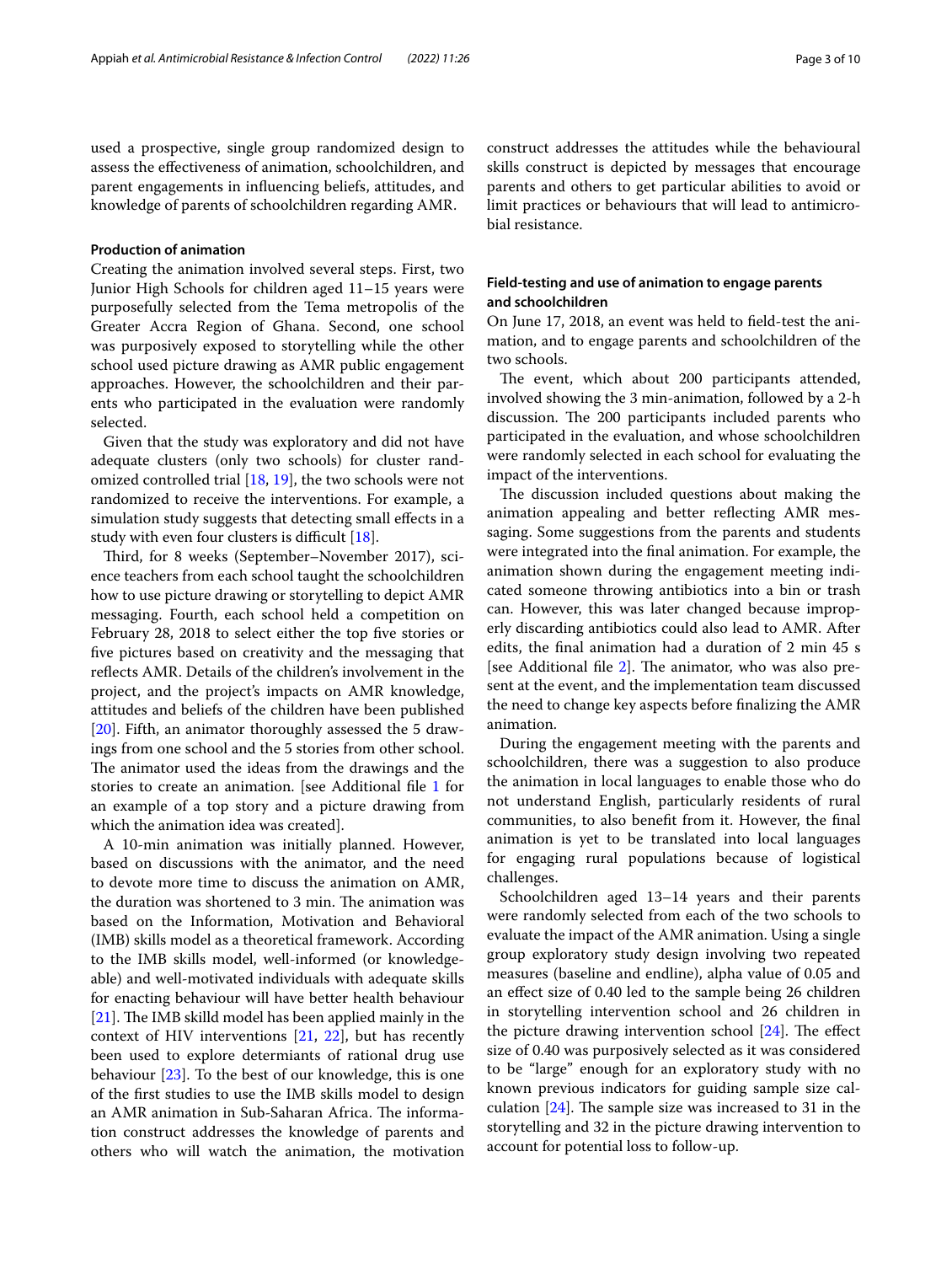used a prospective, single group randomized design to assess the effectiveness of animation, schoolchildren, and parent engagements in influencing beliefs, attitudes, and knowledge of parents of schoolchildren regarding AMR.

### Production of animation

Creating the animation involved several steps. First, two Junior High Schools for children aged 11–15 years were purposefully selected from the Tema metropolis of the Greater Accra Region of Ghana. Second, one school was purposively exposed to storytelling while the other school used picture drawing as AMR public engagement approaches. However, the schoolchildren and their parents who participated in the evaluation were randomly selected.

Given that the study was exploratory and did not have adequate clusters (only two schools) for cluster randomized controlled trial [18, 19], the two schools were not randomized to receive the interventions. For example, a simulation study suggests that detecting small effects in a study with even four clusters is difficult [18].

Third, for 8 weeks (September–November 2017), science teachers from each school taught the schoolchildren how to use picture drawing or storytelling to depict AMR messaging. Fourth, each school held a competition on February 28, 2018 to select either the top five stories or five pictures based on creativity and the messaging that reflects AMR. Details of the children's involvement in the project, and the project's impacts on AMR knowledge, attitudes and beliefs of the children have been published [20]. Fifth, an animator thoroughly assessed the 5 drawings from one school and the 5 stories from other school. The animator used the ideas from the drawings and the stories to create an animation. [see Additional file 1 for an example of a top story and a picture drawing from which the animation idea was created].

A 10-min animation was initially planned. However, based on discussions with the animator, and the need to devote more time to discuss the animation on AMR, the duration was shortened to 3 min. The animation was based on the Information, Motivation and Behavioral (IMB) skills model as a theoretical framework. According to the IMB skills model, well-informed (or knowledgeable) and well-motivated individuals with adequate skills for enacting behaviour will have better health behaviour [21]. The IMB skilld model has been applied mainly in the context of HIV interventions [21, 22], but has recently been used to explore determiants of rational drug use behaviour [23]. To the best of our knowledge, this is one of the first studies to use the IMB skills model to design an AMR animation in Sub-Saharan Africa. The information construct addresses the knowledge of parents and others who will watch the animation, the motivation construct addresses the attitudes while the behavioural skills construct is depicted by messages that encourage parents and others to get particular abilities to avoid or limit practices or behaviours that will lead to antimicrobial resistance.

### Field-testing and use of animation to engage parents and schoolchildren

On June 17, 2018, an event was held to field-test the animation, and to engage parents and schoolchildren of the two schools.

The event, which about 200 participants attended, involved showing the 3 min-animation, followed by a 2-h discussion. The 200 participants included parents who participated in the evaluation, and whose schoolchildren were randomly selected in each school for evaluating the impact of the interventions.

The discussion included questions about making the animation appealing and better reflecting AMR messaging. Some suggestions from the parents and students were integrated into the final animation. For example, the animation shown during the engagement meeting indicated someone throwing antibiotics into a bin or trash can. However, this was later changed because improperly discarding antibiotics could also lead to AMR. After edits, the final animation had a duration of 2 min 45 s [see Additional file 2]. The animator, who was also present at the event, and the implementation team discussed the need to change key aspects before finalizing the AMR animation.

During the engagement meeting with the parents and schoolchildren, there was a suggestion to also produce the animation in local languages to enable those who do not understand English, particularly residents of rural communities, to also benefit from it. However, the final animation is yet to be translated into local languages for engaging rural populations because of logistical challenges.

Schoolchildren aged 13–14 years and their parents were randomly selected from each of the two schools to evaluate the impact of the AMR animation. Using a single group exploratory study design involving two repeated measures (baseline and endline), alpha value of 0.05 and an effect size of 0.40 led to the sample being 26 children in storytelling intervention school and 26 children in the picture drawing intervention school [24]. The effect size of 0.40 was purposively selected as it was considered to be "large" enough for an exploratory study with no known previous indicators for guiding sample size calculation [24]. The sample size was increased to 31 in the storytelling and 32 in the picture drawing intervention to account for potential loss to follow-up.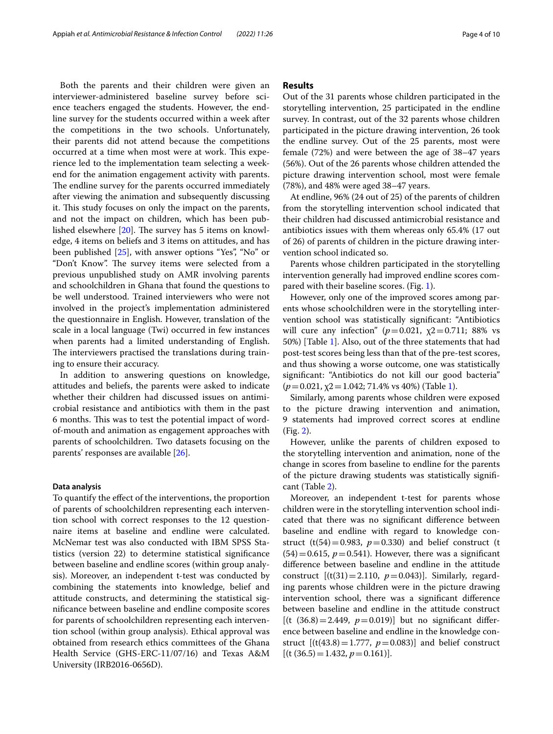Both the parents and their children were given an interviewer-administered baseline survey before science teachers engaged the students. However, the endline survey for the students occurred within a week after the competitions in the two schools. Unfortunately, their parents did not attend because the competitions occurred at a time when most were at work. This experience led to the implementation team selecting a weekend for the animation engagement activity with parents. The endline survey for the parents occurred immediately after viewing the animation and subsequently discussing it. This study focuses on only the impact on the parents, and not the impact on children, which has been published elsewhere [20]. The survey has 5 items on knowledge, 4 items on beliefs and 3 items on attitudes, and has been published [25], with answer options "Yes", "No" or "Don't Know". The survey items were selected from a previous unpublished study on AMR involving parents and schoolchildren in Ghana that found the questions to be well understood. Trained interviewers who were not involved in the project's implementation administered the questionnaire in English. However, translation of the scale in a local language (Twi) occurred in few instances when parents had a limited understanding of English. The interviewers practised the translations during training to ensure their accuracy.

In addition to answering questions on knowledge, attitudes and beliefs, the parents were asked to indicate whether their children had discussed issues on antimicrobial resistance and antibiotics with them in the past 6 months. This was to test the potential impact of word-of-mouth and animation as engagement approaches with parents of schoolchildren. Two datasets focusing on the parents' responses are available [26].

### Data analysis

To quantify the effect of the interventions, the proportion of parents of schoolchildren representing each intervention school with correct responses to the 12 questionnaire items at baseline and endline were calculated. McNemar test was also conducted with IBM SPSS Statistics (version 22) to determine statistical significance between baseline and endline scores (within group analysis). Moreover, an independent t-test was conducted by combining the statements into knowledge, belief and attitude constructs, and determining the statistical significance between baseline and endline composite scores for parents of schoolchildren representing each intervention school (within group analysis). Ethical approval was obtained from research ethics committees of the Ghana Health Service (GHS-ERC-11/07/16) and Texas A&M University (IRB2016-0656D).

## Results

Out of the 31 parents whose children participated in the storytelling intervention, 25 participated in the endline survey. In contrast, out of the 32 parents whose children participated in the picture drawing intervention, 26 took the endline survey. Out of the 25 parents, most were female (72%) and were between the age of 38–47 years (56%). Out of the 26 parents whose children attended the picture drawing intervention school, most were female (78%), and 48% were aged 38–47 years.

At endline, 96% (24 out of 25) of the parents of children from the storytelling intervention school indicated that their children had discussed antimicrobial resistance and antibiotics issues with them whereas only 65.4% (17 out of 26) of parents of children in the picture drawing intervention school indicated so.

Parents whose children participated in the storytelling intervention generally had improved endline scores compared with their baseline scores. (Fig. 1).

However, only one of the improved scores among parents whose schoolchildren were in the storytelling intervention school was statistically significant: "Antibiotics will cure any infection" ($p=0.021$, $\chi2=0.711$; 88% vs 50%) [Table 1]. Also, out of the three statements that had post-test scores being less than that of the pre-test scores, and thus showing a worse outcome, one was statistically significant: "Antibiotics do not kill our good bacteria" ($p=0.021$, $\chi2=1.042$; 71.4% vs 40%) (Table 1).

Similarly, among parents whose children were exposed to the picture drawing intervention and animation, 9 statements had improved correct scores at endline (Fig. 2).

However, unlike the parents of children exposed to the storytelling intervention and animation, none of the change in scores from baseline to endline for the parents of the picture drawing students was statistically significant (Table 2).

Moreover, an independent t-test for parents whose children were in the storytelling intervention school indicated that there was no significant difference between baseline and endline with regard to knowledge construct ($t(54)=0.983$, $p=0.330$) and belief construct ($t(54)=0.615$, $p=0.541$). However, there was a significant difference between baseline and endline in the attitude construct [($t(31)=2.110$, $p=0.043$)]. Similarly, regarding parents whose children were in the picture drawing intervention school, there was a significant difference between baseline and endline in the attitude construct [($t(36.8)=2.449$, $p=0.019$)] but no significant difference between baseline and endline in the knowledge construct [($t(43.8)=1.777$, $p=0.083$)] and belief construct [($t(36.5)=1.432$, $p=0.161$)].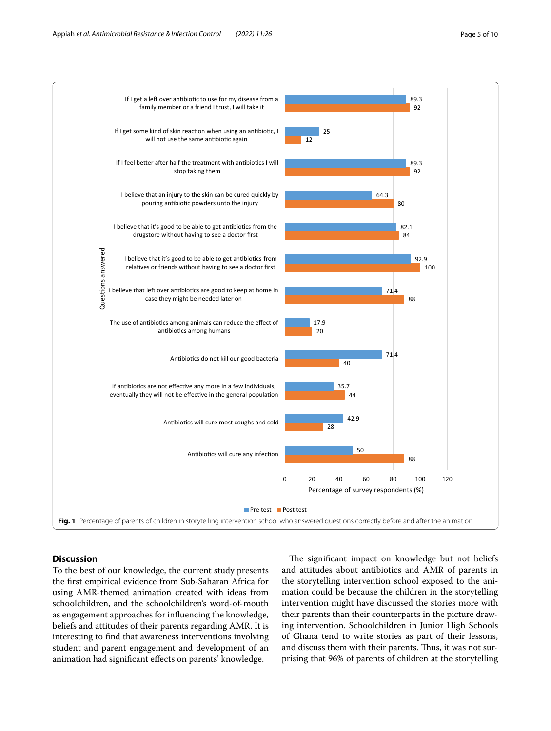**Fig. 1** Percentage of parents of children in storytelling intervention school who answered questions correctly before and after the animation

## Discussion

To the best of our knowledge, the current study presents the first empirical evidence from Sub-Saharan Africa for using AMR-themed animation created with ideas from schoolchildren, and the schoolchildren's word-of-mouth as engagement approaches for influencing the knowledge, beliefs and attitudes of their parents regarding AMR. It is interesting to find that awareness interventions involving student and parent engagement and development of an animation had significant effects on parents' knowledge.

The significant impact on knowledge but not beliefs and attitudes about antibiotics and AMR of parents in the storytelling intervention school exposed to the animation could be because the children in the storytelling intervention might have discussed the stories more with their parents than their counterparts in the picture drawing intervention. Schoolchildren in Junior High Schools of Ghana tend to write stories as part of their lessons, and discuss them with their parents. Thus, it was not surprising that 96% of parents of children at the storytelling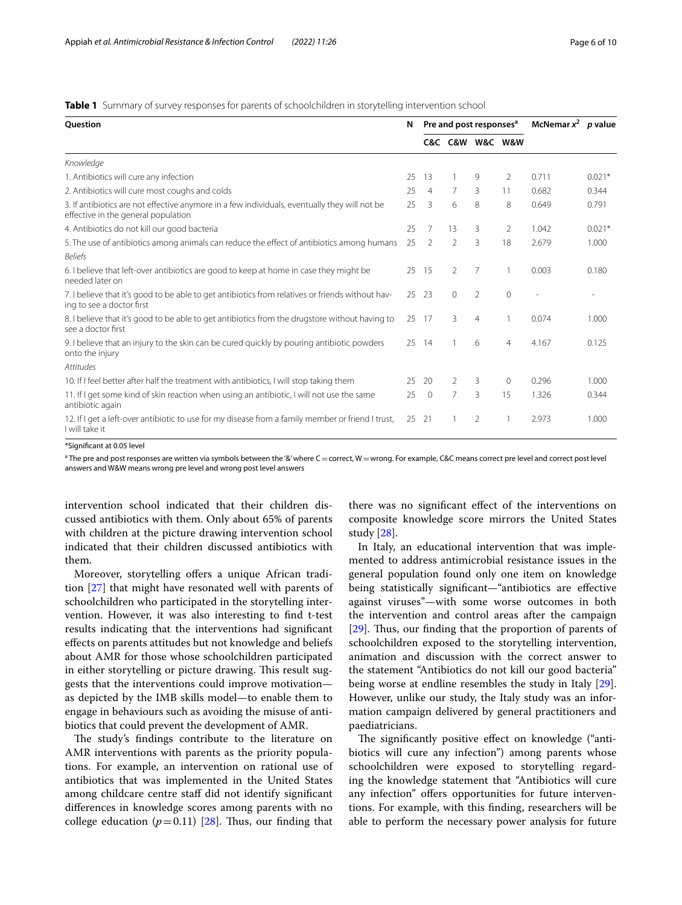**Table 1** Summary of survey responses for parents of schoolchildren in storytelling intervention school

| Question | N | Pre and post responses[a] | | | | McNemar $x^2$ | p value |
|---|---|---|---|---|---|---|---|
| | | C&C | C&W | W&C | W&W | | |
| *Knowledge* | | | | | | | |
| 1. Antibiotics will cure any infection | 25 | 13 | 1 | 9 | 2 | 0.711 | 0.021* |
| 2. Antibiotics will cure most coughs and colds | 25 | 4 | 7 | 3 | 11 | 0.682 | 0.344 |
| 3. If antibiotics are not effective anymore in a few individuals, eventually they will not be effective in the general population | 25 | 3 | 6 | 8 | 8 | 0.649 | 0.791 |
| 4. Antibiotics do not kill our good bacteria | 25 | 7 | 13 | 3 | 2 | 1.042 | 0.021* |
| 5. The use of antibiotics among animals can reduce the effect of antibiotics among humans | 25 | 2 | 2 | 3 | 18 | 2.679 | 1.000 |
| *Beliefs* | | | | | | | |
| 6. I believe that left-over antibiotics are good to keep at home in case they might be needed later on | 25 | 15 | 2 | 7 | 1 | 0.003 | 0.180 |
| 7. I believe that it's good to be able to get antibiotics from relatives or friends without having to see a doctor first | 25 | 23 | 0 | 2 | 0 | - | - |
| 8. I believe that it's good to be able to get antibiotics from the drugstore without having to see a doctor first | 25 | 17 | 3 | 4 | 1 | 0.074 | 1.000 |
| 9. I believe that an injury to the skin can be cured quickly by pouring antibiotic powders onto the injury | 25 | 14 | 1 | 6 | 4 | 4.167 | 0.125 |
| *Attitudes* | | | | | | | |
| 10. If I feel better after half the treatment with antibiotics, I will stop taking them | 25 | 20 | 2 | 3 | 0 | 0.296 | 1.000 |
| 11. If I get some kind of skin reaction when using an antibiotic, I will not use the same antibiotic again | 25 | 0 | 7 | 3 | 15 | 1.326 | 0.344 |
| 12. If I get a left-over antibiotic to use for my disease from a family member or friend I trust, I will take it | 25 | 21 | 1 | 2 | 1 | 2.973 | 1.000 |

*Significant at 0.05 level

[a] The pre and post responses are written via symbols between the '&' where C = correct, W = wrong. For example, C&C means correct pre level and correct post level answers and W&W means wrong pre level and wrong post level answers

intervention school indicated that their children discussed antibiotics with them. Only about 65% of parents with children at the picture drawing intervention school indicated that their children discussed antibiotics with them.

Moreover, storytelling offers a unique African tradition [27] that might have resonated well with parents of schoolchildren who participated in the storytelling intervention. However, it was also interesting to find t-test results indicating that the interventions had significant effects on parents attitudes but not knowledge and beliefs about AMR for those whose schoolchildren participated in either storytelling or picture drawing. This result suggests that the interventions could improve motivation—as depicted by the IMB skills model—to enable them to engage in behaviours such as avoiding the misuse of antibiotics that could prevent the development of AMR.

The study's findings contribute to the literature on AMR interventions with parents as the priority populations. For example, an intervention on rational use of antibiotics that was implemented in the United States among childcare centre staff did not identify significant differences in knowledge scores among parents with no college education ($p = 0.11$) [28]. Thus, our finding that there was no significant effect of the interventions on composite knowledge score mirrors the United States study [28].

In Italy, an educational intervention that was implemented to address antimicrobial resistance issues in the general population found only one item on knowledge being statistically significant—"antibiotics are effective against viruses"—with some worse outcomes in both the intervention and control areas after the campaign [29]. Thus, our finding that the proportion of parents of schoolchildren exposed to the storytelling intervention, animation and discussion with the correct answer to the statement "Antibiotics do not kill our good bacteria" being worse at endline resembles the study in Italy [29]. However, unlike our study, the Italy study was an information campaign delivered by general practitioners and paediatricians.

The significantly positive effect on knowledge ("antibiotics will cure any infection") among parents whose schoolchildren were exposed to storytelling regarding the knowledge statement that "Antibiotics will cure any infection" offers opportunities for future interventions. For example, with this finding, researchers will be able to perform the necessary power analysis for future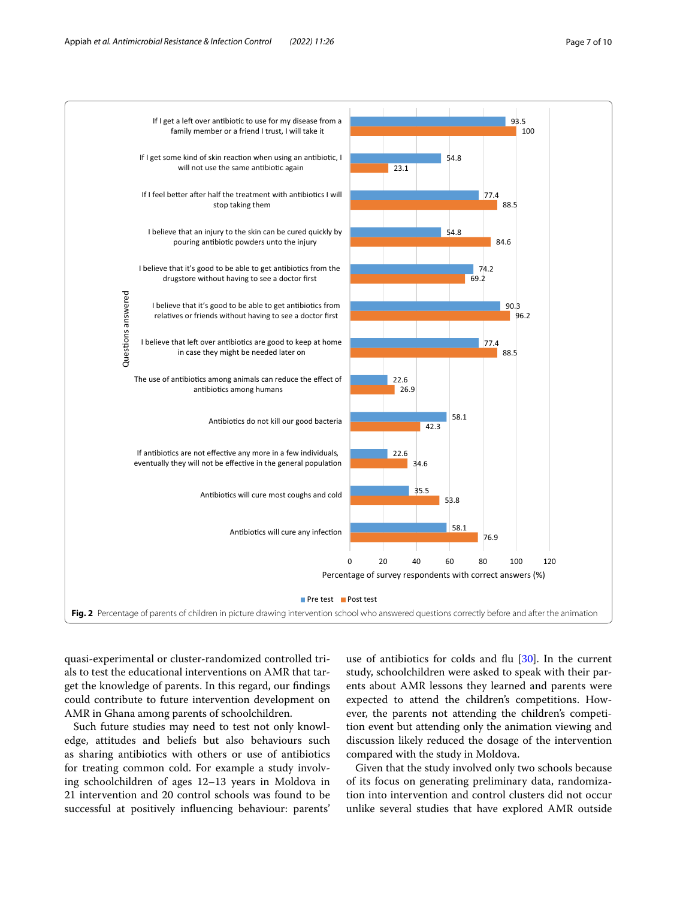| Questions answered | Pre test | Post test |
|---|---|---|
| If I get a left over antibiotic to use for my disease from a family member or a friend I trust, I will take it | 93.5 | 100 |
| If I get some kind of skin reaction when using an antibiotic, I will not use the same antibiotic again | 54.8 | 23.1 |
| If I feel better after half the treatment with antibiotics I will stop taking them | 77.4 | 88.5 |
| I believe that an injury to the skin can be cured quickly by pouring antibiotic powders unto the injury | 54.8 | 84.6 |
| I believe that it's good to be able to get antibiotics from the drugstore without having to see a doctor first | 74.2 | 69.2 |
| I believe that it's good to be able to get antibiotics from relatives or friends without having to see a doctor first | 90.3 | 96.2 |
| I believe that left over antibiotics are good to keep at home in case they might be needed later on | 77.4 | 88.5 |
| The use of antibiotics among animals can reduce the effect of antibiotics among humans | 22.6 | 26.9 |
| Antibiotics do not kill our good bacteria | 58.1 | 42.3 |
| If antibiotics are not effective any more in a few individuals, eventually they will not be effective in the general population | 22.6 | 34.6 |
| Antibiotics will cure most coughs and cold | 35.5 | 53.8 |
| Antibiotics will cure any infection | 58.1 | 76.9 |

Percentage of survey respondents with correct answers (%)

**Fig. 2** Percentage of parents of children in picture drawing intervention school who answered questions correctly before and after the animation

quasi-experimental or cluster-randomized controlled trials to test the educational interventions on AMR that target the knowledge of parents. In this regard, our findings could contribute to future intervention development on AMR in Ghana among parents of schoolchildren.

Such future studies may need to test not only knowledge, attitudes and beliefs but also behaviours such as sharing antibiotics with others or use of antibiotics for treating common cold. For example a study involving schoolchildren of ages 12–13 years in Moldova in 21 intervention and 20 control schools was found to be successful at positively influencing behaviour: parents' use of antibiotics for colds and flu [30]. In the current study, schoolchildren were asked to speak with their parents about AMR lessons they learned and parents were expected to attend the children's competitions. However, the parents not attending the children's competition event but attending only the animation viewing and discussion likely reduced the dosage of the intervention compared with the study in Moldova.

Given that the study involved only two schools because of its focus on generating preliminary data, randomization into intervention and control clusters did not occur unlike several studies that have explored AMR outside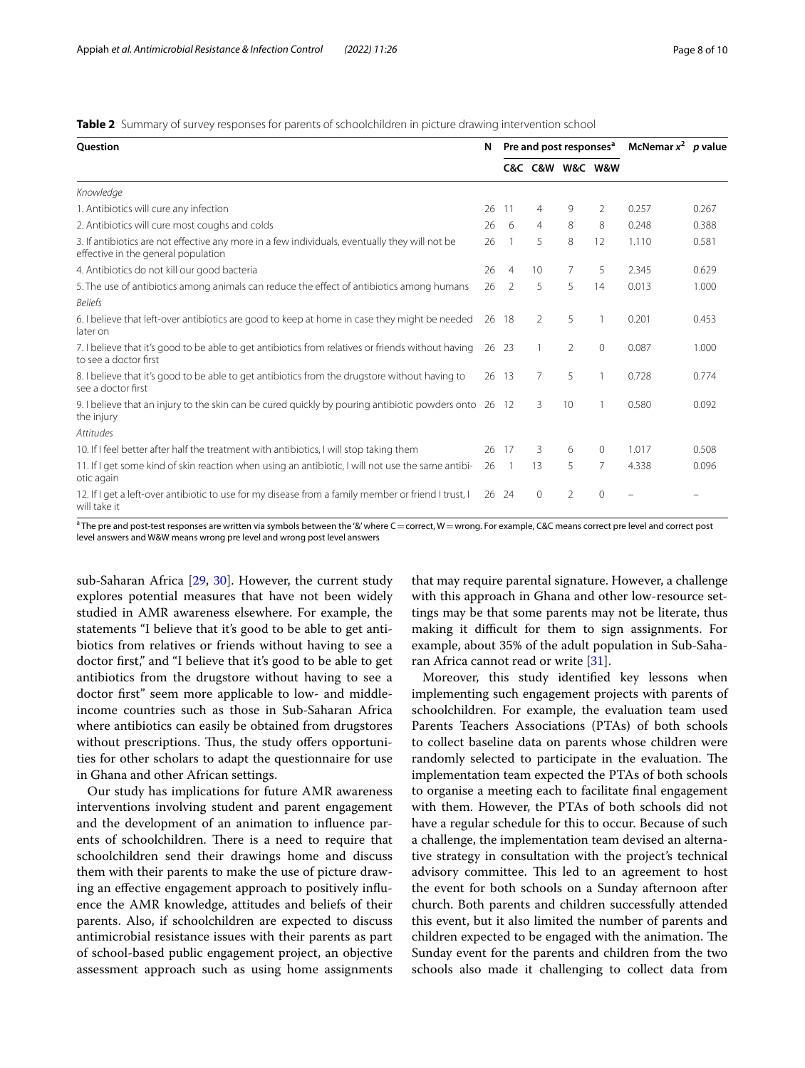**Table 2** Summary of survey responses for parents of schoolchildren in picture drawing intervention school

| Question | N | Pre and post responses[a] | | | | McNemar $x^2$ | p value |
|---|---|---|---|---|---|---|---|
| | | C&C | C&W | W&C | W&W | | |
| *Knowledge* | | | | | | | |
| 1. Antibiotics will cure any infection | 26 | 11 | 4 | 9 | 2 | 0.257 | 0.267 |
| 2. Antibiotics will cure most coughs and colds | 26 | 6 | 4 | 8 | 8 | 0.248 | 0.388 |
| 3. If antibiotics are not effective any more in a few individuals, eventually they will not be effective in the general population | 26 | 1 | 5 | 8 | 12 | 1.110 | 0.581 |
| 4. Antibiotics do not kill our good bacteria | 26 | 4 | 10 | 7 | 5 | 2.345 | 0.629 |
| 5. The use of antibiotics among animals can reduce the effect of antibiotics among humans | 26 | 2 | 5 | 5 | 14 | 0.013 | 1.000 |
| *Beliefs* | | | | | | | |
| 6. I believe that left-over antibiotics are good to keep at home in case they might be needed later on | 26 | 18 | 2 | 5 | 1 | 0.201 | 0.453 |
| 7. I believe that it's good to be able to get antibiotics from relatives or friends without having to see a doctor first | 26 | 23 | 1 | 2 | 0 | 0.087 | 1.000 |
| 8. I believe that it's good to be able to get antibiotics from the drugstore without having to see a doctor first | 26 | 13 | 7 | 5 | 1 | 0.728 | 0.774 |
| 9. I believe that an injury to the skin can be cured quickly by pouring antibiotic powders onto the injury | 26 | 12 | 3 | 10 | 1 | 0.580 | 0.092 |
| *Attitudes* | | | | | | | |
| 10. If I feel better after half the treatment with antibiotics, I will stop taking them | 26 | 17 | 3 | 6 | 0 | 1.017 | 0.508 |
| 11. If I get some kind of skin reaction when using an antibiotic, I will not use the same antibiotic again | 26 | 1 | 13 | 5 | 7 | 4.338 | 0.096 |
| 12. If I get a left-over antibiotic to use for my disease from a family member or friend I trust, I will take it | 26 | 24 | 0 | 2 | 0 | – | – |

[a] The pre and post-test responses are written via symbols between the '&' where C = correct, W = wrong. For example, C&C means correct pre level and correct post level answers and W&W means wrong pre level and wrong post level answers

sub-Saharan Africa [29, 30]. However, the current study explores potential measures that have not been widely studied in AMR awareness elsewhere. For example, the statements "I believe that it's good to be able to get antibiotics from relatives or friends without having to see a doctor first," and "I believe that it's good to be able to get antibiotics from the drugstore without having to see a doctor first" seem more applicable to low- and middle-income countries such as those in Sub-Saharan Africa where antibiotics can easily be obtained from drugstores without prescriptions. Thus, the study offers opportunities for other scholars to adapt the questionnaire for use in Ghana and other African settings.

Our study has implications for future AMR awareness interventions involving student and parent engagement and the development of an animation to influence parents of schoolchildren. There is a need to require that schoolchildren send their drawings home and discuss them with their parents to make the use of picture drawing an effective engagement approach to positively influence the AMR knowledge, attitudes and beliefs of their parents. Also, if schoolchildren are expected to discuss antimicrobial resistance issues with their parents as part of school-based public engagement project, an objective assessment approach such as using home assignments that may require parental signature. However, a challenge with this approach in Ghana and other low-resource settings may be that some parents may not be literate, thus making it difficult for them to sign assignments. For example, about 35% of the adult population in Sub-Saharan Africa cannot read or write [31].

Moreover, this study identified key lessons when implementing such engagement projects with parents of schoolchildren. For example, the evaluation team used Parents Teachers Associations (PTAs) of both schools to collect baseline data on parents whose children were randomly selected to participate in the evaluation. The implementation team expected the PTAs of both schools to organise a meeting each to facilitate final engagement with them. However, the PTAs of both schools did not have a regular schedule for this to occur. Because of such a challenge, the implementation team devised an alternative strategy in consultation with the project's technical advisory committee. This led to an agreement to host the event for both schools on a Sunday afternoon after church. Both parents and children successfully attended this event, but it also limited the number of parents and children expected to be engaged with the animation. The Sunday event for the parents and children from the two schools also made it challenging to collect data from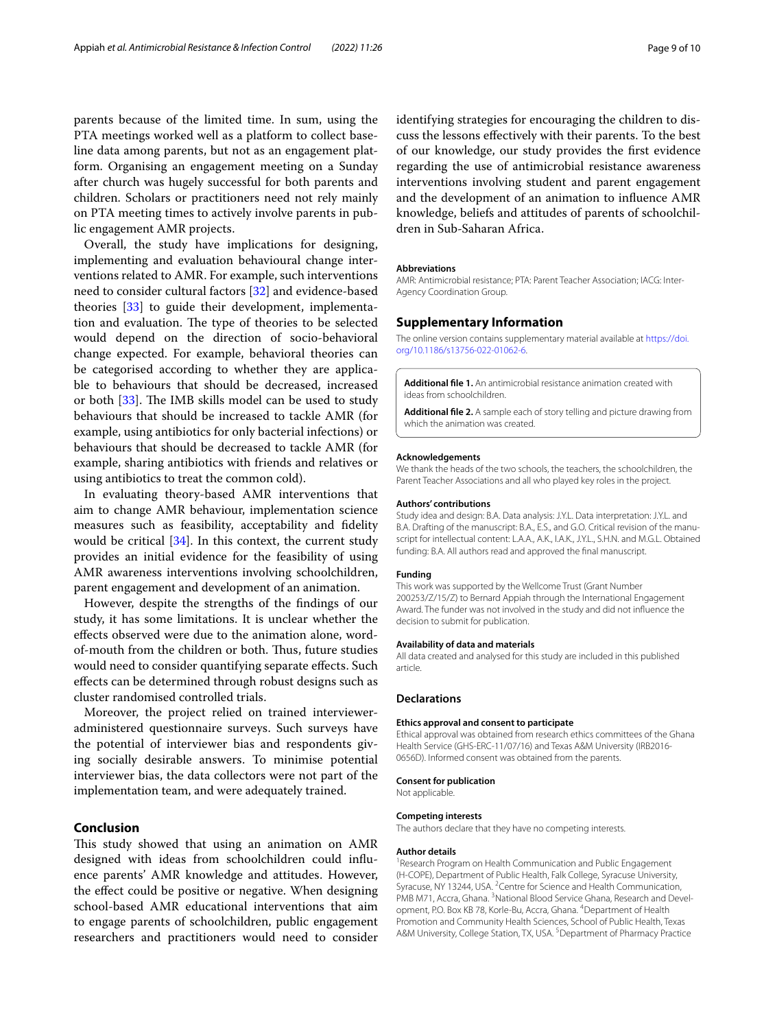parents because of the limited time. In sum, using the PTA meetings worked well as a platform to collect baseline data among parents, but not as an engagement platform. Organising an engagement meeting on a Sunday after church was hugely successful for both parents and children. Scholars or practitioners need not rely mainly on PTA meeting times to actively involve parents in public engagement AMR projects.

Overall, the study have implications for designing, implementing and evaluation behavioural change interventions related to AMR. For example, such interventions need to consider cultural factors [32] and evidence-based theories [33] to guide their development, implementation and evaluation. The type of theories to be selected would depend on the direction of socio-behavioral change expected. For example, behavioral theories can be categorised according to whether they are applicable to behaviours that should be decreased, increased or both [33]. The IMB skills model can be used to study behaviours that should be increased to tackle AMR (for example, using antibiotics for only bacterial infections) or behaviours that should be decreased to tackle AMR (for example, sharing antibiotics with friends and relatives or using antibiotics to treat the common cold).

In evaluating theory-based AMR interventions that aim to change AMR behaviour, implementation science measures such as feasibility, acceptability and fidelity would be critical [34]. In this context, the current study provides an initial evidence for the feasibility of using AMR awareness interventions involving schoolchildren, parent engagement and development of an animation.

However, despite the strengths of the findings of our study, it has some limitations. It is unclear whether the effects observed were due to the animation alone, word-of-mouth from the children or both. Thus, future studies would need to consider quantifying separate effects. Such effects can be determined through robust designs such as cluster randomised controlled trials.

Moreover, the project relied on trained interviewer-administered questionnaire surveys. Such surveys have the potential of interviewer bias and respondents giving socially desirable answers. To minimise potential interviewer bias, the data collectors were not part of the implementation team, and were adequately trained.

## Conclusion

This study showed that using an animation on AMR designed with ideas from schoolchildren could influence parents' AMR knowledge and attitudes. However, the effect could be positive or negative. When designing school-based AMR educational interventions that aim to engage parents of schoolchildren, public engagement researchers and practitioners would need to consider identifying strategies for encouraging the children to discuss the lessons effectively with their parents. To the best of our knowledge, our study provides the first evidence regarding the use of antimicrobial resistance awareness interventions involving student and parent engagement and the development of an animation to influence AMR knowledge, beliefs and attitudes of parents of schoolchildren in Sub-Saharan Africa.

#### Abbreviations

AMR: Antimicrobial resistance; PTA: Parent Teacher Association; IACG: Inter-Agency Coordination Group.

## Supplementary Information

The online version contains supplementary material available at https://doi.org/10.1186/s13756-022-01062-6.

**Additional file 1.** An antimicrobial resistance animation created with ideas from schoolchildren.

**Additional file 2.** A sample each of story telling and picture drawing from which the animation was created.

#### Acknowledgements

We thank the heads of the two schools, the teachers, the schoolchildren, the Parent Teacher Associations and all who played key roles in the project.

#### Authors' contributions

Study idea and design: B.A. Data analysis: J.Y.L. Data interpretation: J.Y.L. and B.A. Drafting of the manuscript: B.A., E.S., and G.O. Critical revision of the manuscript for intellectual content: L.A.A., A.K., I.A.K., J.Y.L., S.H.N. and M.G.L. Obtained funding: B.A. All authors read and approved the final manuscript.

#### Funding

This work was supported by the Wellcome Trust (Grant Number 200253/Z/15/Z) to Bernard Appiah through the International Engagement Award. The funder was not involved in the study and did not influence the decision to submit for publication.

#### Availability of data and materials

All data created and analysed for this study are included in this published article.

### Declarations

#### Ethics approval and consent to participate

Ethical approval was obtained from research ethics committees of the Ghana Health Service (GHS-ERC-11/07/16) and Texas A&M University (IRB2016-0656D). Informed consent was obtained from the parents.

#### Consent for publication

Not applicable.

#### Competing interests

The authors declare that they have no competing interests.

#### Author details

[1]Research Program on Health Communication and Public Engagement (H-COPE), Department of Public Health, Falk College, Syracuse University, Syracuse, NY 13244, USA. [2]Centre for Science and Health Communication, PMB M71, Accra, Ghana. [3]National Blood Service Ghana, Research and Development, P.O. Box KB 78, Korle-Bu, Accra, Ghana. [4]Department of Health Promotion and Community Health Sciences, School of Public Health, Texas A&M University, College Station, TX, USA. [5]Department of Pharmacy Practice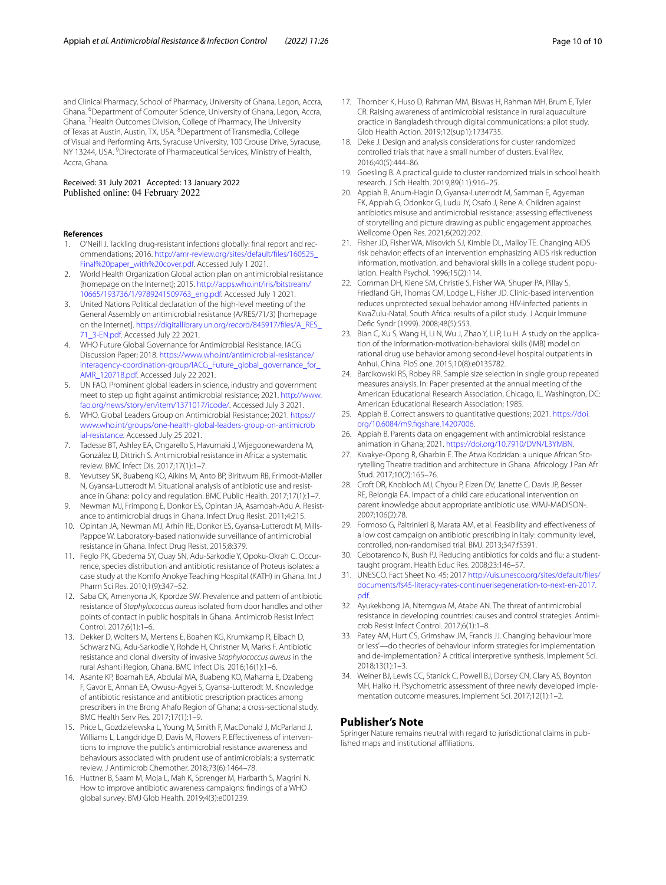and Clinical Pharmacy, School of Pharmacy, University of Ghana, Legon, Accra, Ghana. [6]Department of Computer Science, University of Ghana, Legon, Accra, Ghana. [7]Health Outcomes Division, College of Pharmacy, The University of Texas at Austin, Austin, TX, USA. [8]Department of Transmedia, College of Visual and Performing Arts, Syracuse University, 100 Crouse Drive, Syracuse, NY 13244, USA. [9]Directorate of Pharmaceutical Services, Ministry of Health, Accra, Ghana.

Received: 31 July 2021 Accepted: 13 January 2022
Published online: 04 February 2022

## References

1. O'Neill J. Tackling drug-resistant infections globally: final report and recommendations; 2016. http://amr-review.org/sites/default/files/160525_Final%20paper_with%20cover.pdf. Accessed July 1 2021.
2. World Health Organization Global action plan on antimicrobial resistance [homepage on the Internet]; 2015. http://apps.who.int/iris/bitstream/10665/193736/1/9789241509763_eng.pdf. Accessed July 1 2021.
3. United Nations Political declaration of the high-level meeting of the General Assembly on antimicrobial resistance (A/RES/71/3) [homepage on the Internet]. https://digitallibrary.un.org/record/845917/files/A_RES_71_3-EN.pdf. Accessed July 22 2021.
4. WHO Future Global Governance for Antimicrobial Resistance. IACG Discussion Paper; 2018. https://www.who.int/antimicrobial-resistance/interagency-coordination-group/IACG_Future_global_governance_for_AMR_120718.pdf. Accessed July 22 2021.
5. UN FAO. Prominent global leaders in science, industry and government meet to step up fight against antimicrobial resistance; 2021. http://www.fao.org/news/story/en/item/1371017/icode/. Accessed July 3 2021.
6. WHO. Global Leaders Group on Antimicrobial Resistance; 2021. https://www.who.int/groups/one-health-global-leaders-group-on-antimicrobial-resistance. Accessed July 25 2021.
7. Tadesse BT, Ashley EA, Ongarello S, Havumaki J, Wijegoonewardena M, González IJ, Dittrich S. Antimicrobial resistance in Africa: a systematic review. BMC Infect Dis. 2017;17(1):1–7.
8. Yevutsey SK, Buabeng KO, Aikins M, Anto BP, Biritwum RB, Frimodt-Møller N, Gyansa-Lutterodt M. Situational analysis of antibiotic use and resistance in Ghana: policy and regulation. BMC Public Health. 2017;17(1):1–7.
9. Newman MJ, Frimpong E, Donkor ES, Opintan JA, Asamoah-Adu A. Resistance to antimicrobial drugs in Ghana. Infect Drug Resist. 2011;4:215.
10. Opintan JA, Newman MJ, Arhin RE, Donkor ES, Gyansa-Lutterodt M, Mills-Pappoe W. Laboratory-based nationwide surveillance of antimicrobial resistance in Ghana. Infect Drug Resist. 2015;8:379.
11. Feglo PK, Gbedema SY, Quay SN, Adu-Sarkodie Y, Opoku-Okrah C. Occurrence, species distribution and antibiotic resistance of Proteus isolates: a case study at the Komfo Anokye Teaching Hospital (KATH) in Ghana. Int J Pharm Sci Res. 2010;1(9):347–52.
12. Saba CK, Amenyona JK, Kpordze SW. Prevalence and pattern of antibiotic resistance of *Staphylococcus aureus* isolated from door handles and other points of contact in public hospitals in Ghana. Antimicrob Resist Infect Control. 2017;6(1):1–6.
13. Dekker D, Wolters M, Mertens E, Boahen KG, Krumkamp R, Eibach D, Schwarz NG, Adu-Sarkodie Y, Rohde H, Christner M, Marks F. Antibiotic resistance and clonal diversity of invasive *Staphylococcus aureus* in the rural Ashanti Region, Ghana. BMC Infect Dis. 2016;16(1):1–6.
14. Asante KP, Boamah EA, Abdulai MA, Buabeng KO, Mahama E, Dzabeng F, Gavor E, Annan EA, Owusu-Agyei S, Gyansa-Lutterodt M. Knowledge of antibiotic resistance and antibiotic prescription practices among prescribers in the Brong Ahafo Region of Ghana; a cross-sectional study. BMC Health Serv Res. 2017;17(1):1–9.
15. Price L, Gozdzielewska L, Young M, Smith F, MacDonald J, McParland J, Williams L, Langdridge D, Davis M, Flowers P. Effectiveness of interventions to improve the public's antimicrobial resistance awareness and behaviours associated with prudent use of antimicrobials: a systematic review. J Antimicrob Chemother. 2018;73(6):1464–78.
16. Huttner B, Saam M, Moja L, Mah K, Sprenger M, Harbarth S, Magrini N. How to improve antibiotic awareness campaigns: findings of a WHO global survey. BMJ Glob Health. 2019;4(3):e001239.
17. Thornber K, Huso D, Rahman MM, Biswas H, Rahman MH, Brum E, Tyler CR. Raising awareness of antimicrobial resistance in rural aquaculture practice in Bangladesh through digital communications: a pilot study. Glob Health Action. 2019;12(sup1):1734735.
18. Deke J. Design and analysis considerations for cluster randomized controlled trials that have a small number of clusters. Eval Rev. 2016;40(5):444–86.
19. Goesling B. A practical guide to cluster randomized trials in school health research. J Sch Health. 2019;89(11):916–25.
20. Appiah B, Anum-Hagin D, Gyansa-Luterrodt M, Samman E, Agyeman FK, Appiah G, Odonkor G, Ludu JY, Osafo J, Rene A. Children against antibiotics misuse and antimicrobial resistance: assessing effectiveness of storytelling and picture drawing as public engagement approaches. Wellcome Open Res. 2021;6(202):202.
21. Fisher JD, Fisher WA, Misovich SJ, Kimble DL, Malloy TE. Changing AIDS risk behavior: effects of an intervention emphasizing AIDS risk reduction information, motivation, and behavioral skills in a college student population. Health Psychol. 1996;15(2):114.
22. Cornman DH, Kiene SM, Christie S, Fisher WA, Shuper PA, Pillay S, Friedland GH, Thomas CM, Lodge L, Fisher JD. Clinic-based intervention reduces unprotected sexual behavior among HIV-infected patients in KwaZulu-Natal, South Africa: results of a pilot study. J Acquir Immune Defic Syndr (1999). 2008;48(5):553.
23. Bian C, Xu S, Wang H, Li N, Wu J, Zhao Y, Li P, Lu H. A study on the application of the information-motivation-behavioral skills (IMB) model on rational drug use behavior among second-level hospital outpatients in Anhui, China. PloS one. 2015;10(8):e0135782.
24. Barcikowski RS, Robey RR. Sample size selection in single group repeated measures analysis. In: Paper presented at the annual meeting of the American Educational Research Association, Chicago, IL. Washington, DC: American Educational Research Association; 1985.
25. Appiah B. Correct answers to quantitative questions; 2021. https://doi.org/10.6084/m9.figshare.14207006.
26. Appiah B. Parents data on engagement with antimicrobial resistance animation in Ghana; 2021. https://doi.org/10.7910/DVN/L3YMBN.
27. Kwakye-Opong R, Gharbin E. The Atwa Kodzidan: a unique African Storytelling Theatre tradition and architecture in Ghana. Africology J Pan Afr Stud. 2017;10(2):165–76.
28. Croft DR, Knobloch MJ, Chyou P, Elzen DV, Janette C, Davis JP, Besser RE, Belongia EA. Impact of a child care educational intervention on parent knowledge about appropriate antibiotic use. WMJ-MADISON-. 2007;106(2):78.
29. Formoso G, Paltrinieri B, Marata AM, et al. Feasibility and effectiveness of a low cost campaign on antibiotic prescribing in Italy: community level, controlled, non-randomised trial. BMJ. 2013;347:f5391.
30. Cebotarenco N, Bush PJ. Reducing antibiotics for colds and flu: a student-taught program. Health Educ Res. 2008;23:146–57.
31. UNESCO. Fact Sheet No. 45; 2017 http://uis.unesco.org/sites/default/files/documents/fs45-literacy-rates-continuerisegeneration-to-next-en-2017.pdf.
32. Ayukekbong JA, Ntemgwa M, Atabe AN. The threat of antimicrobial resistance in developing countries: causes and control strategies. Antimicrob Resist Infect Control. 2017;6(1):1–8.
33. Patey AM, Hurt CS, Grimshaw JM, Francis JJ. Changing behaviour 'more or less'—do theories of behaviour inform strategies for implementation and de-implementation? A critical interpretive synthesis. Implement Sci. 2018;13(1):1–3.
34. Weiner BJ, Lewis CC, Stanick C, Powell BJ, Dorsey CN, Clary AS, Boynton MH, Halko H. Psychometric assessment of three newly developed implementation outcome measures. Implement Sci. 2017;12(1):1–2.

## Publisher's Note

Springer Nature remains neutral with regard to jurisdictional claims in published maps and institutional affiliations.